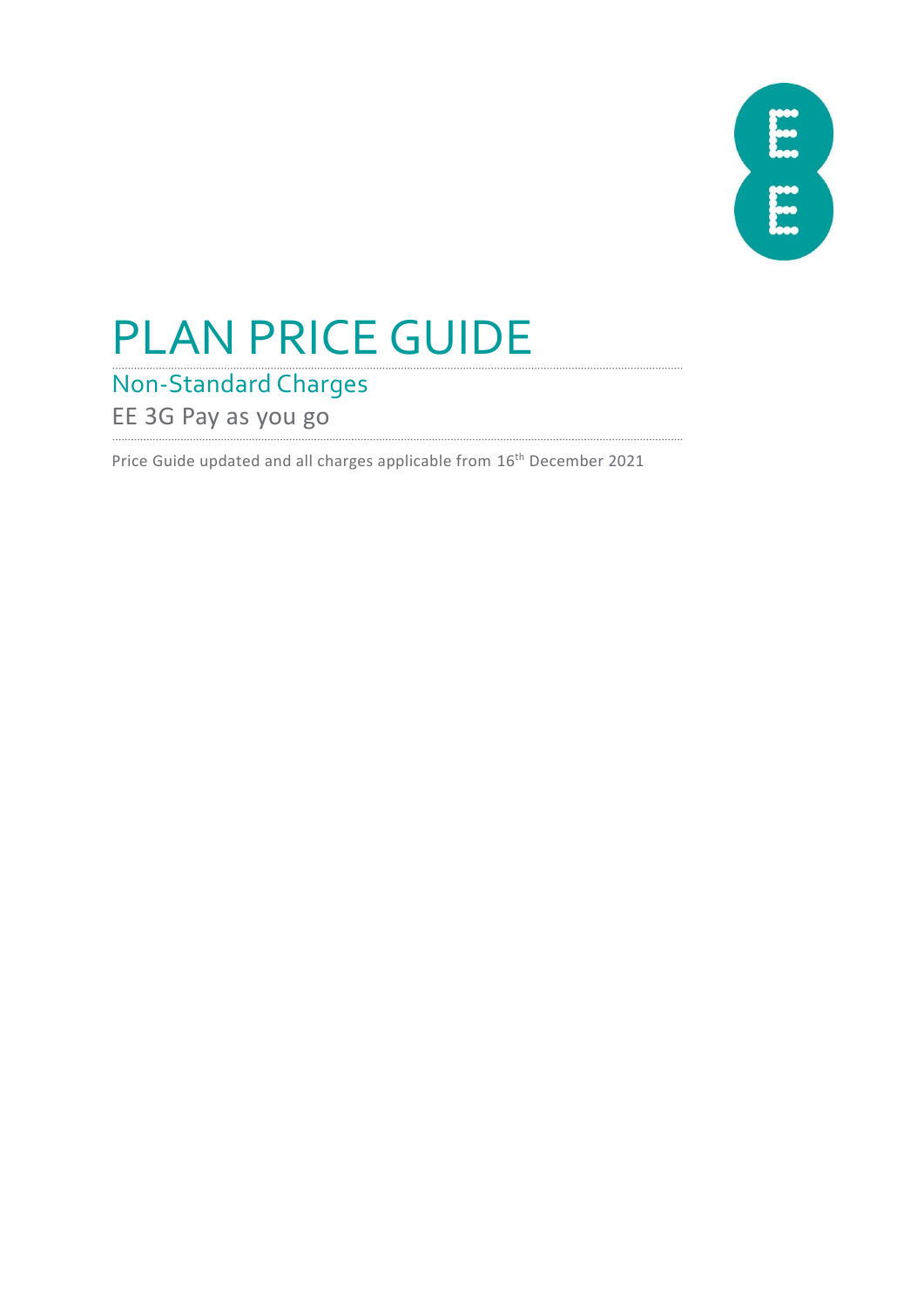# PLAN PRICE GUIDE

## Non-Standard Charges

EE 3G Pay as you go

Price Guide updated and all charges applicable from 16th December 2021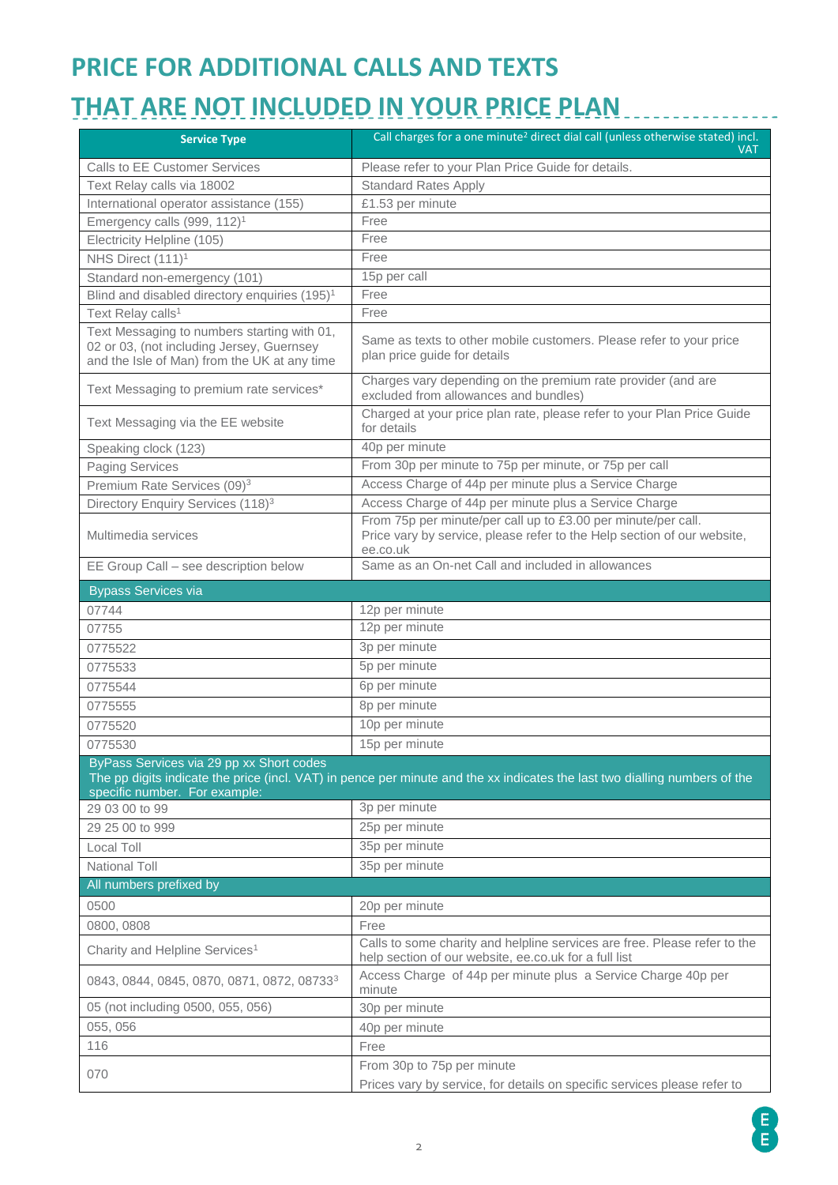# PRICE FOR ADDITIONAL CALLS AND TEXTS THAT ARE NOT INCLUDED IN YOUR PRICE PLAN

| Service Type | Call charges for a one minute[2] direct dial call (unless otherwise stated) incl. VAT |
|---|---|
| Calls to EE Customer Services | Please refer to your Plan Price Guide for details. |
| Text Relay calls via 18002 | Standard Rates Apply |
| International operator assistance (155) | £1.53 per minute |
| Emergency calls (999, 112)[1] | Free |
| Electricity Helpline (105) | Free |
| NHS Direct (111)[1] | Free |
| Standard non-emergency (101) | 15p per call |
| Blind and disabled directory enquiries (195)[1] | Free |
| Text Relay calls[1] | Free |
| Text Messaging to numbers starting with 01, 02 or 03, (not including Jersey, Guernsey and the Isle of Man) from the UK at any time | Same as texts to other mobile customers. Please refer to your price plan price guide for details |
| Text Messaging to premium rate services* | Charges vary depending on the premium rate provider (and are excluded from allowances and bundles) |
| Text Messaging via the EE website | Charged at your price plan rate, please refer to your Plan Price Guide for details |
| Speaking clock (123) | 40p per minute |
| Paging Services | From 30p per minute to 75p per minute, or 75p per call |
| Premium Rate Services (09)[3] | Access Charge of 44p per minute plus a Service Charge |
| Directory Enquiry Services (118)[3] | Access Charge of 44p per minute plus a Service Charge |
| Multimedia services | From 75p per minute/per call up to £3.00 per minute/per call. Price vary by service, please refer to the Help section of our website, ee.co.uk |
| EE Group Call – see description below | Same as an On-net Call and included in allowances |
| **Bypass Services via** | |
| 07744 | 12p per minute |
| 07755 | 12p per minute |
| 0775522 | 3p per minute |
| 0775533 | 5p per minute |
| 0775544 | 6p per minute |
| 0775555 | 8p per minute |
| 0775520 | 10p per minute |
| 0775530 | 15p per minute |
| **ByPass Services via 29 pp xx Short codes** The pp digits indicate the price (incl. VAT) in pence per minute and the xx indicates the last two dialling numbers of the specific number. For example: | |
| 29 03 00 to 99 | 3p per minute |
| 29 25 00 to 999 | 25p per minute |
| Local Toll | 35p per minute |
| National Toll | 35p per minute |
| **All numbers prefixed by** | |
| 0500 | 20p per minute |
| 0800, 0808 | Free |
| Charity and Helpline Services[1] | Calls to some charity and helpline services are free. Please refer to the help section of our website, ee.co.uk for a full list |
| 0843, 0844, 0845, 0870, 0871, 0872, 0873[3] | Access Charge of 44p per minute plus a Service Charge 40p per minute |
| 05 (not including 0500, 055, 056) | 30p per minute |
| 055, 056 | 40p per minute |
| 116 | Free |
| 070 | From 30p to 75p per minute<br>Prices vary by service, for details on specific services please refer to |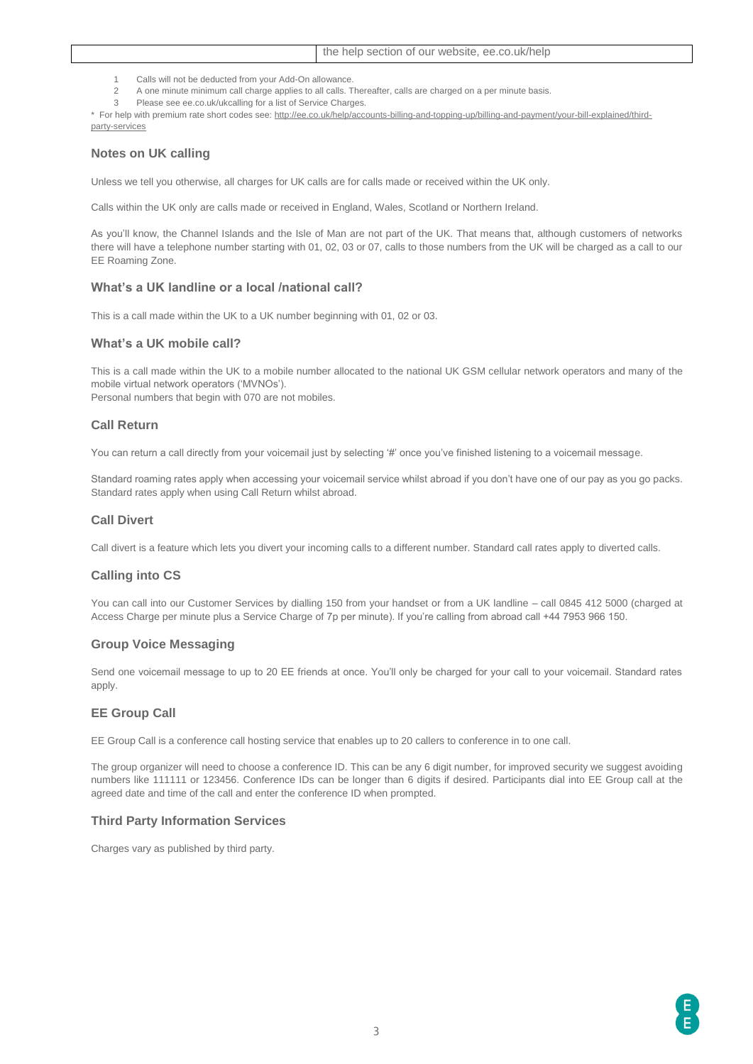| | the help section of our website, ee.co.uk/help |
|---|---|

1. Calls will not be deducted from your Add-On allowance.
2. A one minute minimum call charge applies to all calls. Thereafter, calls are charged on a per minute basis.
3. Please see ee.co.uk/ukcalling for a list of Service Charges.

\* For help with premium rate short codes see: http://ee.co.uk/help/accounts-billing-and-topping-up/billing-and-payment/your-bill-explained/third-party-services

### Notes on UK calling

Unless we tell you otherwise, all charges for UK calls are for calls made or received within the UK only.

Calls within the UK only are calls made or received in England, Wales, Scotland or Northern Ireland.

As you'll know, the Channel Islands and the Isle of Man are not part of the UK. That means that, although customers of networks there will have a telephone number starting with 01, 02, 03 or 07, calls to those numbers from the UK will be charged as a call to our EE Roaming Zone.

### What's a UK landline or a local /national call?

This is a call made within the UK to a UK number beginning with 01, 02 or 03.

### What's a UK mobile call?

This is a call made within the UK to a mobile number allocated to the national UK GSM cellular network operators and many of the mobile virtual network operators ('MVNOs').
Personal numbers that begin with 070 are not mobiles.

### Call Return

You can return a call directly from your voicemail just by selecting '#' once you've finished listening to a voicemail message.

Standard roaming rates apply when accessing your voicemail service whilst abroad if you don't have one of our pay as you go packs. Standard rates apply when using Call Return whilst abroad.

### Call Divert

Call divert is a feature which lets you divert your incoming calls to a different number. Standard call rates apply to diverted calls.

### Calling into CS

You can call into our Customer Services by dialling 150 from your handset or from a UK landline – call 0845 412 5000 (charged at Access Charge per minute plus a Service Charge of 7p per minute). If you're calling from abroad call +44 7953 966 150.

### Group Voice Messaging

Send one voicemail message to up to 20 EE friends at once. You'll only be charged for your call to your voicemail. Standard rates apply.

### EE Group Call

EE Group Call is a conference call hosting service that enables up to 20 callers to conference in to one call.

The group organizer will need to choose a conference ID. This can be any 6 digit number, for improved security we suggest avoiding numbers like 111111 or 123456. Conference IDs can be longer than 6 digits if desired. Participants dial into EE Group call at the agreed date and time of the call and enter the conference ID when prompted.

### Third Party Information Services

Charges vary as published by third party.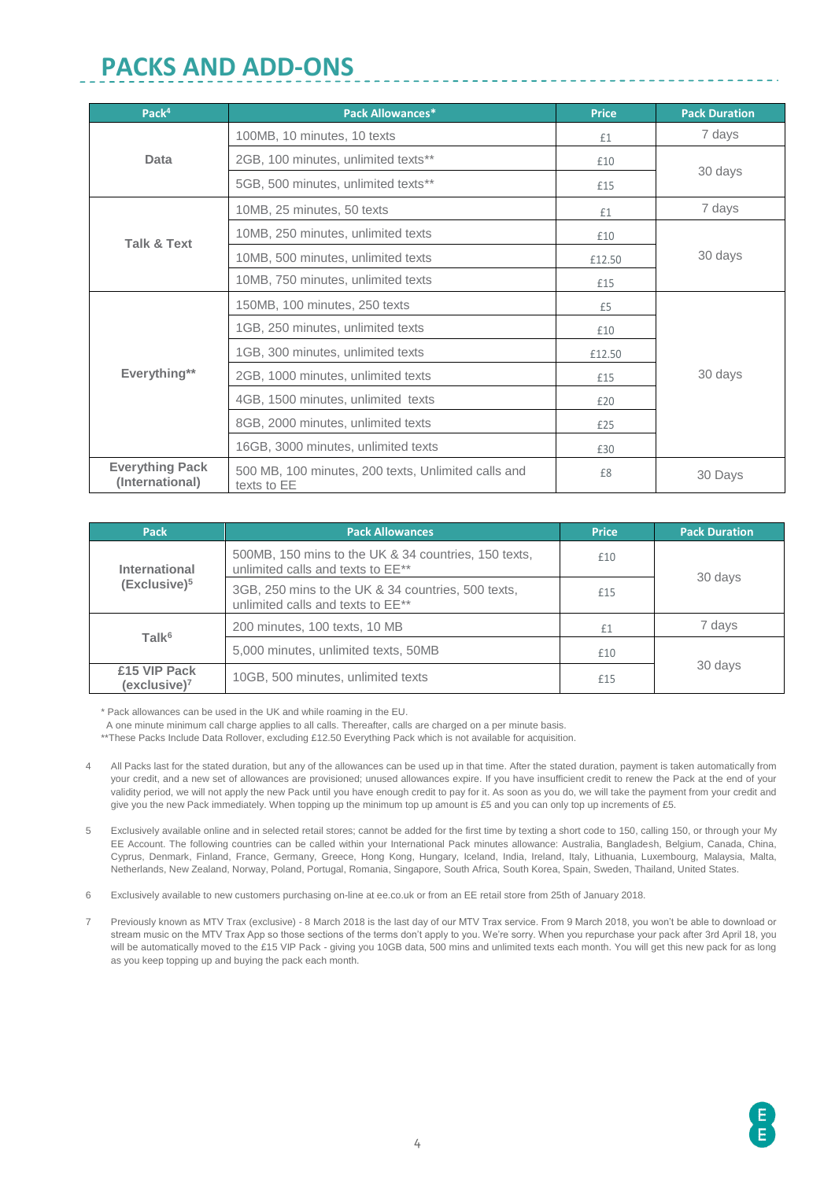# PACKS AND ADD-ONS

| Pack[4] | Pack Allowances* | Price | Pack Duration |
|---|---|---|---|
| Data | 100MB, 10 minutes, 10 texts | £1 | 7 days |
| | 2GB, 100 minutes, unlimited texts** | £10 | 30 days |
| | 5GB, 500 minutes, unlimited texts** | £15 | |
| Talk & Text | 10MB, 25 minutes, 50 texts | £1 | 7 days |
| | 10MB, 250 minutes, unlimited texts | £10 | 30 days |
| | 10MB, 500 minutes, unlimited texts | £12.50 | |
| | 10MB, 750 minutes, unlimited texts | £15 | |
| Everything** | 150MB, 100 minutes, 250 texts | £5 | 30 days |
| | 1GB, 250 minutes, unlimited texts | £10 | |
| | 1GB, 300 minutes, unlimited texts | £12.50 | |
| | 2GB, 1000 minutes, unlimited texts | £15 | |
| | 4GB, 1500 minutes, unlimited texts | £20 | |
| | 8GB, 2000 minutes, unlimited texts | £25 | |
| | 16GB, 3000 minutes, unlimited texts | £30 | |
| Everything Pack (International) | 500 MB, 100 minutes, 200 texts, Unlimited calls and texts to EE | £8 | 30 Days |

| Pack | Pack Allowances | Price | Pack Duration |
|---|---|---|---|
| International (Exclusive)[5] | 500MB, 150 mins to the UK & 34 countries, 150 texts, unlimited calls and texts to EE** | £10 | 30 days |
| | 3GB, 250 mins to the UK & 34 countries, 500 texts, unlimited calls and texts to EE** | £15 | |
| Talk[6] | 200 minutes, 100 texts, 10 MB | £1 | 7 days |
| | 5,000 minutes, unlimited texts, 50MB | £10 | 30 days |
| £15 VIP Pack (exclusive)[7] | 10GB, 500 minutes, unlimited texts | £15 | |

* Pack allowances can be used in the UK and while roaming in the EU.
A one minute minimum call charge applies to all calls. Thereafter, calls are charged on a per minute basis.
**These Packs Include Data Rollover, excluding £12.50 Everything Pack which is not available for acquisition.

4 All Packs last for the stated duration, but any of the allowances can be used up in that time. After the stated duration, payment is taken automatically from your credit, and a new set of allowances are provisioned; unused allowances expire. If you have insufficient credit to renew the Pack at the end of your validity period, we will not apply the new Pack until you have enough credit to pay for it. As soon as you do, we will take the payment from your credit and give you the new Pack immediately. When topping up the minimum top up amount is £5 and you can only top up increments of £5.

5 Exclusively available online and in selected retail stores; cannot be added for the first time by texting a short code to 150, calling 150, or through your My EE Account. The following countries can be called within your International Pack minutes allowance: Australia, Bangladesh, Belgium, Canada, China, Cyprus, Denmark, Finland, France, Germany, Greece, Hong Kong, Hungary, Iceland, India, Ireland, Italy, Lithuania, Luxembourg, Malaysia, Malta, Netherlands, New Zealand, Norway, Poland, Portugal, Romania, Singapore, South Africa, South Korea, Spain, Sweden, Thailand, United States.

6 Exclusively available to new customers purchasing on-line at ee.co.uk or from an EE retail store from 25th of January 2018.

7 Previously known as MTV Trax (exclusive) - 8 March 2018 is the last day of our MTV Trax service. From 9 March 2018, you won't be able to download or stream music on the MTV Trax App so those sections of the terms don't apply to you. We're sorry. When you repurchase your pack after 3rd April 18, you will be automatically moved to the £15 VIP Pack - giving you 10GB data, 500 mins and unlimited texts each month. You will get this new pack for as long as you keep topping up and buying the pack each month.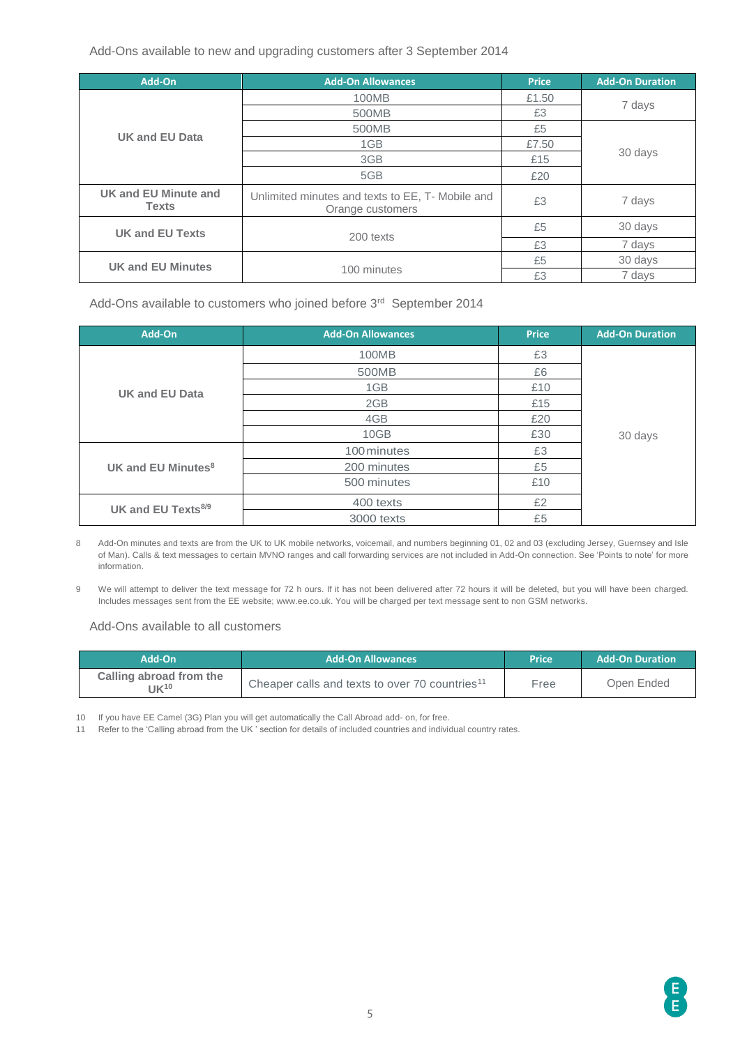Add-Ons available to new and upgrading customers after 3 September 2014

| Add-On | Add-On Allowances | Price | Add-On Duration |
|---|---|---|---|
| **UK and EU Data** | 100MB | £1.50 | 7 days |
| | 500MB | £3 | |
| | 500MB | £5 | 30 days |
| | 1GB | £7.50 | |
| | 3GB | £15 | |
| | 5GB | £20 | |
| **UK and EU Minute and Texts** | Unlimited minutes and texts to EE, T- Mobile and Orange customers | £3 | 7 days |
| **UK and EU Texts** | 200 texts | £5 | 30 days |
| | | £3 | 7 days |
| **UK and EU Minutes** | 100 minutes | £5 | 30 days |
| | | £3 | 7 days |

Add-Ons available to customers who joined before 3rd September 2014

| Add-On | Add-On Allowances | Price | Add-On Duration |
|---|---|---|---|
| **UK and EU Data** | 100MB | £3 | 30 days |
| | 500MB | £6 | |
| | 1GB | £10 | |
| | 2GB | £15 | |
| | 4GB | £20 | |
| | 10GB | £30 | |
| **UK and EU Minutes[8]** | 100 minutes | £3 | |
| | 200 minutes | £5 | |
| | 500 minutes | £10 | |
| **UK and EU Texts[8/9]** | 400 texts | £2 | |
| | 3000 texts | £5 | |

8 Add-On minutes and texts are from the UK to UK mobile networks, voicemail, and numbers beginning 01, 02 and 03 (excluding Jersey, Guernsey and Isle of Man). Calls & text messages to certain MVNO ranges and call forwarding services are not included in Add-On connection. See 'Points to note' for more information.

9 We will attempt to deliver the text message for 72 h ours. If it has not been delivered after 72 hours it will be deleted, but you will have been charged. Includes messages sent from the EE website; www.ee.co.uk. You will be charged per text message sent to non GSM networks.

Add-Ons available to all customers

| Add-On | Add-On Allowances | Price | Add-On Duration |
|---|---|---|---|
| **Calling abroad from the UK[10]** | Cheaper calls and texts to over 70 countries[11] | Free | Open Ended |

10 If you have EE Camel (3G) Plan you will get automatically the Call Abroad add- on, for free.

11 Refer to the 'Calling abroad from the UK ' section for details of included countries and individual country rates.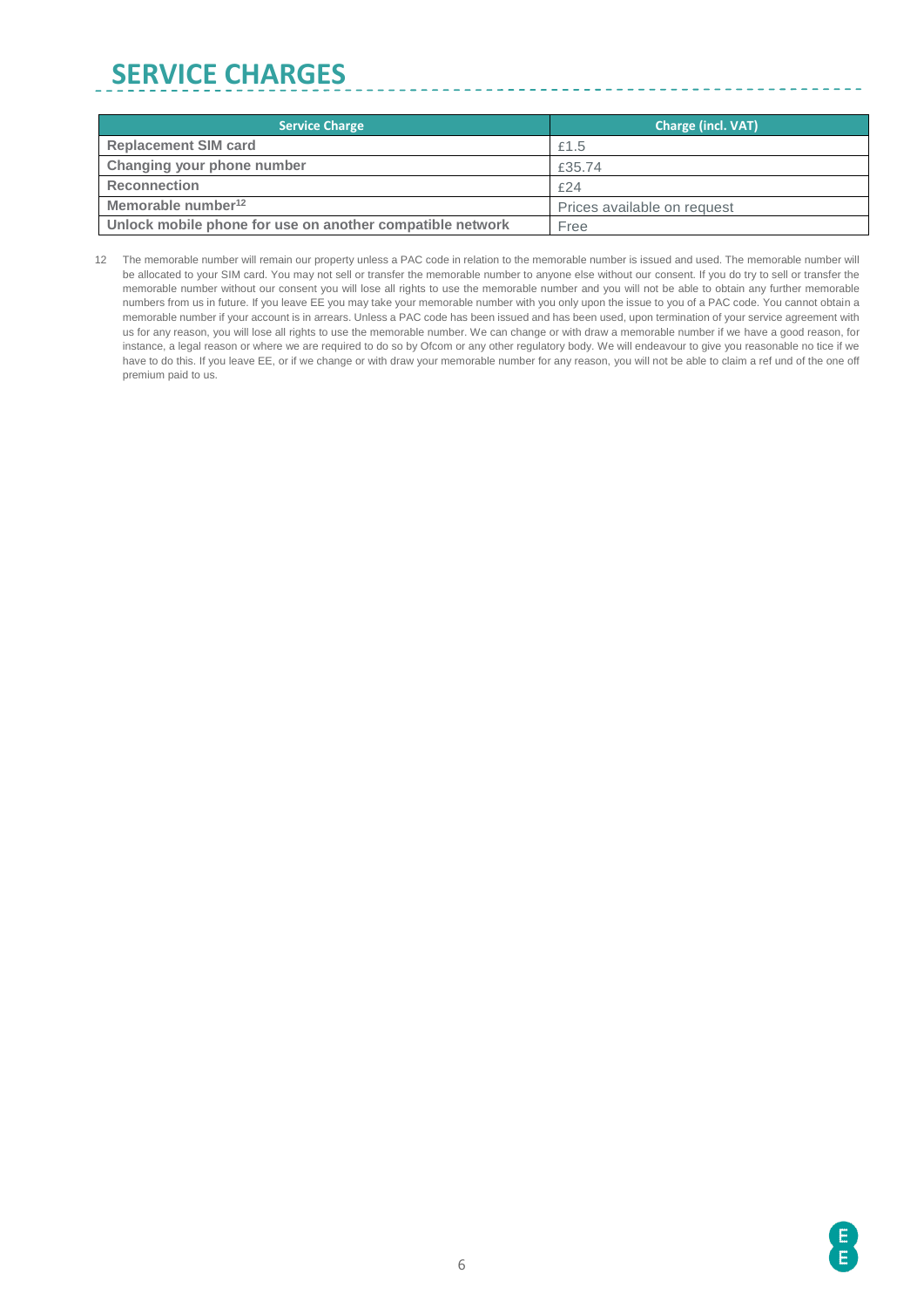# SERVICE CHARGES

| Service Charge | Charge (incl. VAT) |
|---|---|
| **Replacement SIM card** | £1.5 |
| **Changing your phone number** | £35.74 |
| **Reconnection** | £24 |
| **Memorable number**[12] | Prices available on request |
| **Unlock mobile phone for use on another compatible network** | Free |

12 The memorable number will remain our property unless a PAC code in relation to the memorable number is issued and used. The memorable number will be allocated to your SIM card. You may not sell or transfer the memorable number to anyone else without our consent. If you do try to sell or transfer the memorable number without our consent you will lose all rights to use the memorable number and you will not be able to obtain any further memorable numbers from us in future. If you leave EE you may take your memorable number with you only upon the issue to you of a PAC code. You cannot obtain a memorable number if your account is in arrears. Unless a PAC code has been issued and has been used, upon termination of your service agreement with us for any reason, you will lose all rights to use the memorable number. We can change or with draw a memorable number if we have a good reason, for instance, a legal reason or where we are required to do so by Ofcom or any other regulatory body. We will endeavour to give you reasonable no tice if we have to do this. If you leave EE, or if we change or with draw your memorable number for any reason, you will not be able to claim a ref und of the one off premium paid to us.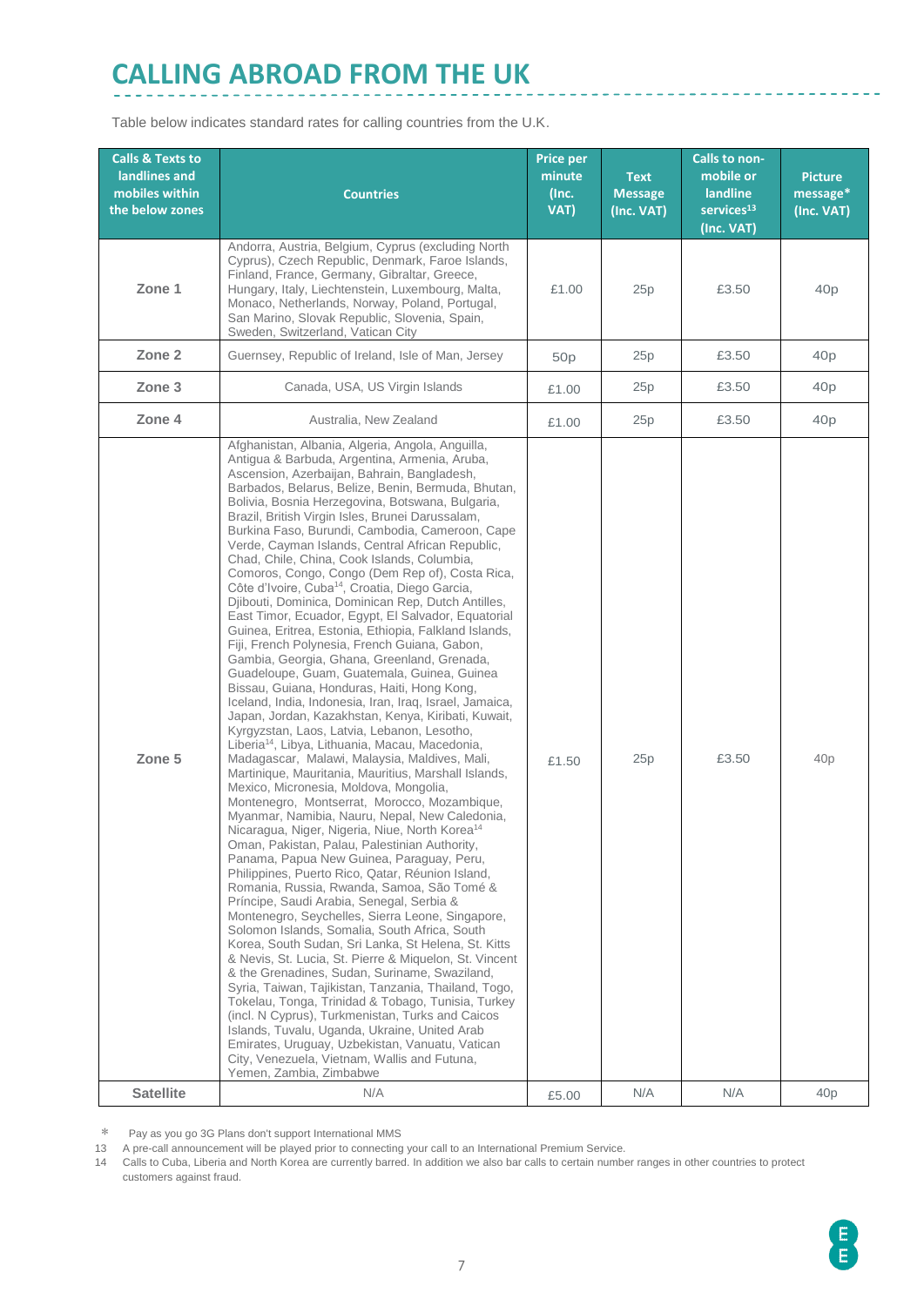# CALLING ABROAD FROM THE UK

Table below indicates standard rates for calling countries from the U.K.

| Calls & Texts to landlines and mobiles within the below zones | Countries | Price per minute (Inc. VAT) | Text Message (Inc. VAT) | Calls to non-mobile or landline services[13] (Inc. VAT) | Picture message* (Inc. VAT) |
|---|---|---|---|---|---|
| **Zone 1** | Andorra, Austria, Belgium, Cyprus (excluding North Cyprus), Czech Republic, Denmark, Faroe Islands, Finland, France, Germany, Gibraltar, Greece, Hungary, Italy, Liechtenstein, Luxembourg, Malta, Monaco, Netherlands, Norway, Poland, Portugal, San Marino, Slovak Republic, Slovenia, Spain, Sweden, Switzerland, Vatican City | £1.00 | 25p | £3.50 | 40p |
| **Zone 2** | Guernsey, Republic of Ireland, Isle of Man, Jersey | 50p | 25p | £3.50 | 40p |
| **Zone 3** | Canada, USA, US Virgin Islands | £1.00 | 25p | £3.50 | 40p |
| **Zone 4** | Australia, New Zealand | £1.00 | 25p | £3.50 | 40p |
| **Zone 5** | Afghanistan, Albania, Algeria, Angola, Anguilla, Antigua & Barbuda, Argentina, Armenia, Aruba, Ascension, Azerbaijan, Bahrain, Bangladesh, Barbados, Belarus, Belize, Benin, Bermuda, Bhutan, Bolivia, Bosnia Herzegovina, Botswana, Bulgaria, Brazil, British Virgin Isles, Brunei Darussalam, Burkina Faso, Burundi, Cambodia, Cameroon, Cape Verde, Cayman Islands, Central African Republic, Chad, Chile, China, Cook Islands, Columbia, Comoros, Congo, Congo (Dem Rep of), Costa Rica, Côte d'Ivoire, Cuba[14], Croatia, Diego Garcia, Djibouti, Dominica, Dominican Rep, Dutch Antilles, East Timor, Ecuador, Egypt, El Salvador, Equatorial Guinea, Eritrea, Estonia, Ethiopia, Falkland Islands, Fiji, French Polynesia, French Guiana, Gabon, Gambia, Georgia, Ghana, Greenland, Grenada, Guadeloupe, Guam, Guatemala, Guinea, Guinea Bissau, Guiana, Honduras, Haiti, Hong Kong, Iceland, India, Indonesia, Iran, Iraq, Israel, Jamaica, Japan, Jordan, Kazakhstan, Kenya, Kiribati, Kuwait, Kyrgyzstan, Laos, Latvia, Lebanon, Lesotho, Liberia[14], Libya, Lithuania, Macau, Macedonia, Madagascar, Malawi, Malaysia, Maldives, Mali, Martinique, Mauritania, Mauritius, Marshall Islands, Mexico, Micronesia, Moldova, Mongolia, Montenegro, Montserrat, Morocco, Mozambique, Myanmar, Namibia, Nauru, Nepal, New Caledonia, Nicaragua, Niger, Nigeria, Niue, North Korea[14] Oman, Pakistan, Palau, Palestinian Authority, Panama, Papua New Guinea, Paraguay, Peru, Philippines, Puerto Rico, Qatar, Réunion Island, Romania, Russia, Rwanda, Samoa, São Tomé & Príncipe, Saudi Arabia, Senegal, Serbia & Montenegro, Seychelles, Sierra Leone, Singapore, Solomon Islands, Somalia, South Africa, South Korea, South Sudan, Sri Lanka, St Helena, St. Kitts & Nevis, St. Lucia, St. Pierre & Miquelon, St. Vincent & the Grenadines, Sudan, Suriname, Swaziland, Syria, Taiwan, Tajikistan, Tanzania, Thailand, Togo, Tokelau, Tonga, Trinidad & Tobago, Tunisia, Turkey (incl. N Cyprus), Turkmenistan, Turks and Caicos Islands, Tuvalu, Uganda, Ukraine, United Arab Emirates, Uruguay, Uzbekistan, Vanuatu, Vatican City, Venezuela, Vietnam, Wallis and Futuna, Yemen, Zambia, Zimbabwe | £1.50 | 25p | £3.50 | 40p |
| **Satellite** | N/A | £5.00 | N/A | N/A | 40p |

\* Pay as you go 3G Plans don't support International MMS

13 A pre-call announcement will be played prior to connecting your call to an International Premium Service.

14 Calls to Cuba, Liberia and North Korea are currently barred. In addition we also bar calls to certain number ranges in other countries to protect customers against fraud.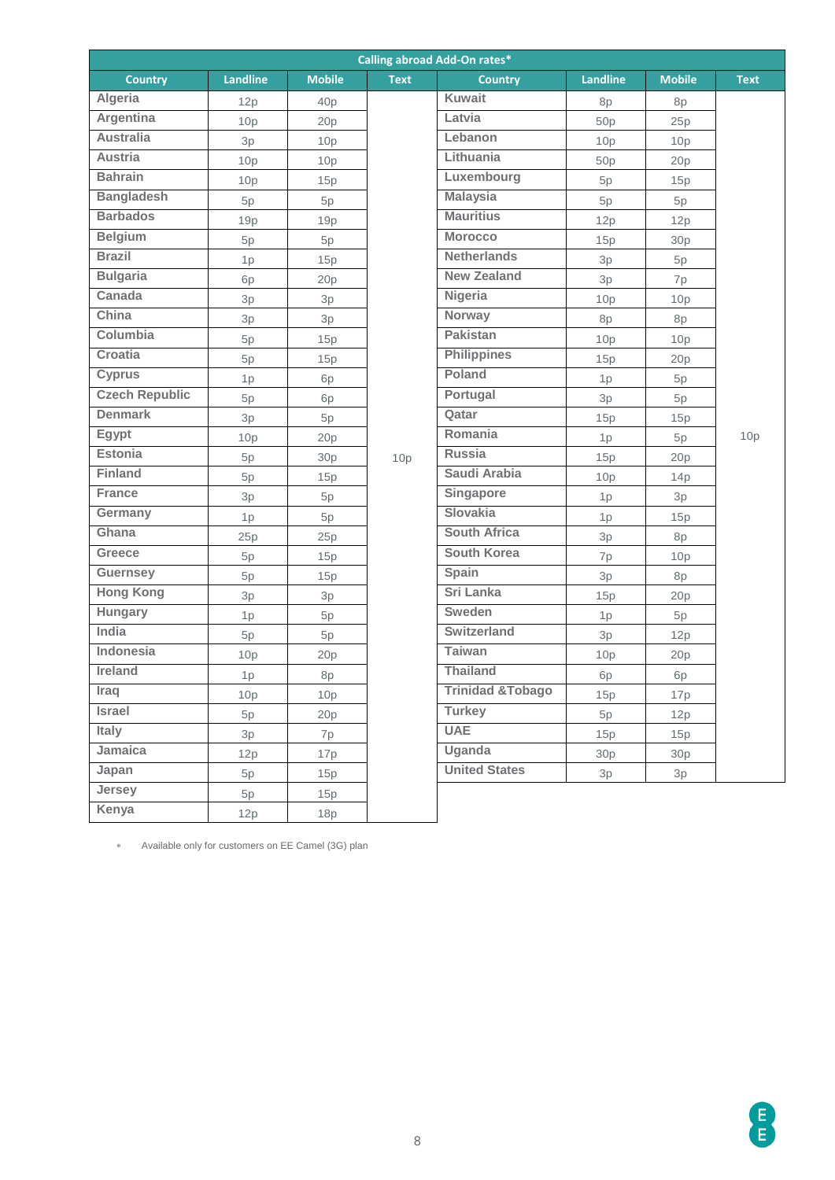| Calling abroad Add-On rates* | | | | | | | |
|---|---|---|---|---|---|---|---|
| Country | Landline | Mobile | Text | Country | Landline | Mobile | Text |
| Algeria | 12p | 40p | 10p | Kuwait | 8p | 8p | 10p |
| Argentina | 10p | 20p | | Latvia | 50p | 25p | |
| Australia | 3p | 10p | | Lebanon | 10p | 10p | |
| Austria | 10p | 10p | | Lithuania | 50p | 20p | |
| Bahrain | 10p | 15p | | Luxembourg | 5p | 15p | |
| Bangladesh | 5p | 5p | | Malaysia | 5p | 5p | |
| Barbados | 19p | 19p | | Mauritius | 12p | 12p | |
| Belgium | 5p | 5p | | Morocco | 15p | 30p | |
| Brazil | 1p | 15p | | Netherlands | 3p | 5p | |
| Bulgaria | 6p | 20p | | New Zealand | 3p | 7p | |
| Canada | 3p | 3p | | Nigeria | 10p | 10p | |
| China | 3p | 3p | | Norway | 8p | 8p | |
| Columbia | 5p | 15p | | Pakistan | 10p | 10p | |
| Croatia | 5p | 15p | | Philippines | 15p | 20p | |
| Cyprus | 1p | 6p | | Poland | 1p | 5p | |
| Czech Republic | 5p | 6p | | Portugal | 3p | 5p | |
| Denmark | 3p | 5p | | Qatar | 15p | 15p | |
| Egypt | 10p | 20p | | Romania | 1p | 5p | |
| Estonia | 5p | 30p | | Russia | 15p | 20p | |
| Finland | 5p | 15p | | Saudi Arabia | 10p | 14p | |
| France | 3p | 5p | | Singapore | 1p | 3p | |
| Germany | 1p | 5p | | Slovakia | 1p | 15p | |
| Ghana | 25p | 25p | | South Africa | 3p | 8p | |
| Greece | 5p | 15p | | South Korea | 7p | 10p | |
| Guernsey | 5p | 15p | | Spain | 3p | 8p | |
| Hong Kong | 3p | 3p | | Sri Lanka | 15p | 20p | |
| Hungary | 1p | 5p | | Sweden | 1p | 5p | |
| India | 5p | 5p | | Switzerland | 3p | 12p | |
| Indonesia | 10p | 20p | | Taiwan | 10p | 20p | |
| Ireland | 1p | 8p | | Thailand | 6p | 6p | |
| Iraq | 10p | 10p | | Trinidad &Tobago | 15p | 17p | |
| Israel | 5p | 20p | | Turkey | 5p | 12p | |
| Italy | 3p | 7p | | UAE | 15p | 15p | |
| Jamaica | 12p | 17p | | Uganda | 30p | 30p | |
| Japan | 5p | 15p | | United States | 3p | 3p | |
| Jersey | 5p | 15p | | | | | |
| Kenya | 12p | 18p | | | | | |

* Available only for customers on EE Camel (3G) plan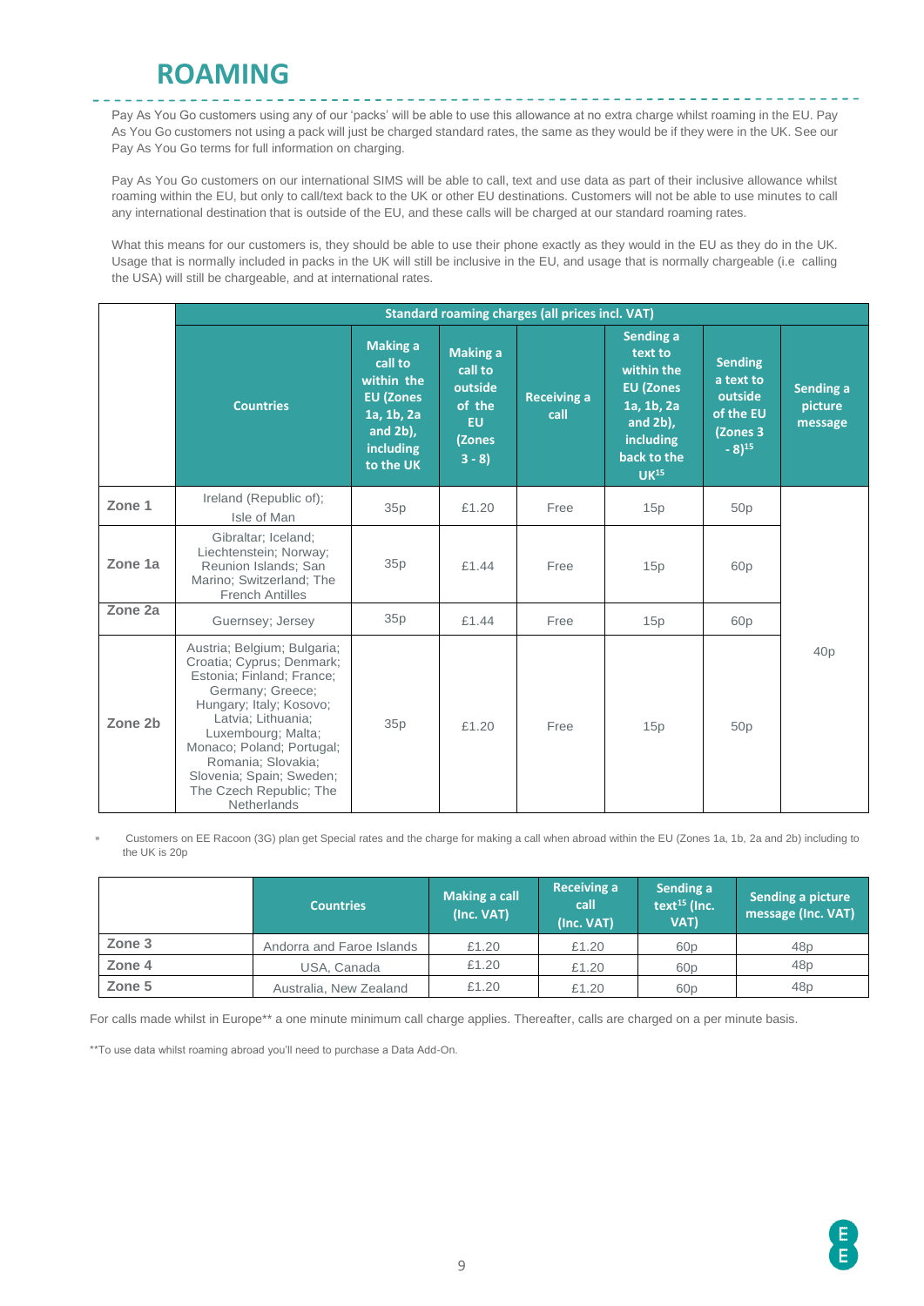# ROAMING

Pay As You Go customers using any of our 'packs' will be able to use this allowance at no extra charge whilst roaming in the EU. Pay As You Go customers not using a pack will just be charged standard rates, the same as they would be if they were in the UK. See our Pay As You Go terms for full information on charging.

Pay As You Go customers on our international SIMS will be able to call, text and use data as part of their inclusive allowance whilst roaming within the EU, but only to call/text back to the UK or other EU destinations. Customers will not be able to use minutes to call any international destination that is outside of the EU, and these calls will be charged at our standard roaming rates.

What this means for our customers is, they should be able to use their phone exactly as they would in the EU as they do in the UK. Usage that is normally included in packs in the UK will still be inclusive in the EU, and usage that is normally chargeable (i.e calling the USA) will still be chargeable, and at international rates.

| | Standard roaming charges (all prices incl. VAT) | | | | | | |
|---|---|---|---|---|---|---|---|
| | Countries | Making a call to within the EU (Zones 1a, 1b, 2a and 2b), including to the UK | Making a call to outside of the EU (Zones 3 - 8) | Receiving a call | Sending a text to within the EU (Zones 1a, 1b, 2a and 2b), including back to the UK[15] | Sending a text to outside of the EU (Zones 3 - 8)[15] | Sending a picture message |
| Zone 1 | Ireland (Republic of); Isle of Man | 35p | £1.20 | Free | 15p | 50p | 40p |
| Zone 1a | Gibraltar; Iceland; Liechtenstein; Norway; Reunion Islands; San Marino; Switzerland; The French Antilles | 35p | £1.44 | Free | 15p | 60p | 40p |
| Zone 2a | Guernsey; Jersey | 35p | £1.44 | Free | 15p | 60p | 40p |
| Zone 2b | Austria; Belgium; Bulgaria; Croatia; Cyprus; Denmark; Estonia; Finland; France; Germany; Greece; Hungary; Italy; Kosovo; Latvia; Lithuania; Luxembourg; Malta; Monaco; Poland; Portugal; Romania; Slovakia; Slovenia; Spain; Sweden; The Czech Republic; The Netherlands | 35p | £1.20 | Free | 15p | 50p | 40p |

\* Customers on EE Racoon (3G) plan get Special rates and the charge for making a call when abroad within the EU (Zones 1a, 1b, 2a and 2b) including to the UK is 20p

| | Countries | Making a call (Inc. VAT) | Receiving a call (Inc. VAT) | Sending a text[15] (Inc. VAT) | Sending a picture message (Inc. VAT) |
|---|---|---|---|---|---|
| Zone 3 | Andorra and Faroe Islands | £1.20 | £1.20 | 60p | 48p |
| Zone 4 | USA, Canada | £1.20 | £1.20 | 60p | 48p |
| Zone 5 | Australia, New Zealand | £1.20 | £1.20 | 60p | 48p |

For calls made whilst in Europe** a one minute minimum call charge applies. Thereafter, calls are charged on a per minute basis.

**To use data whilst roaming abroad you'll need to purchase a Data Add-On.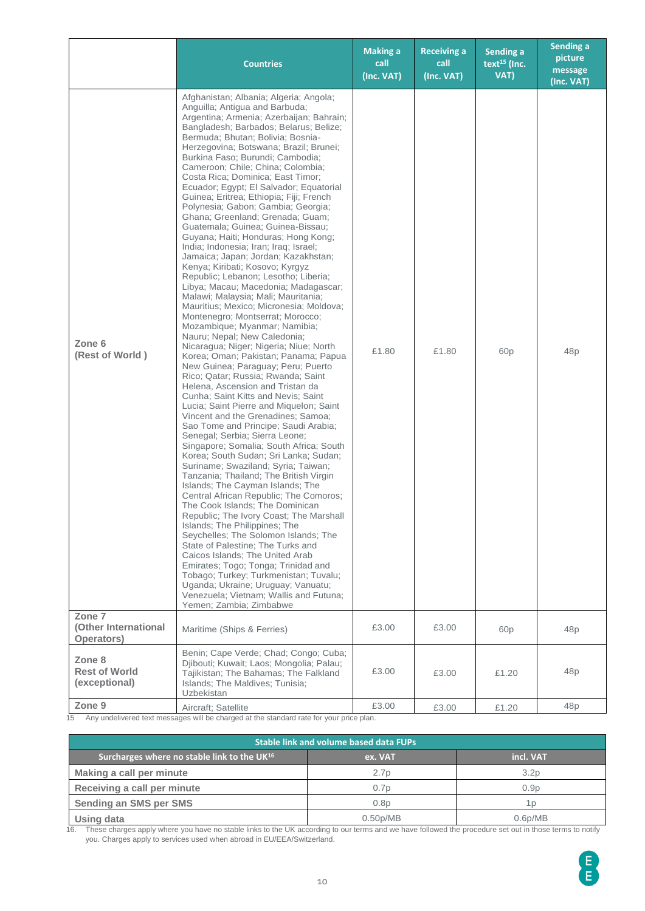| | Countries | Making a call (Inc. VAT) | Receiving a call (Inc. VAT) | Sending a text[15] (Inc. VAT) | Sending a picture message (Inc. VAT) |
|---|---|---|---|---|---|
| **Zone 6 (Rest of World )** | Afghanistan; Albania; Algeria; Angola; Anguilla; Antigua and Barbuda; Argentina; Armenia; Azerbaijan; Bahrain; Bangladesh; Barbados; Belarus; Belize; Bermuda; Bhutan; Bolivia; Bosnia-Herzegovina; Botswana; Brazil; Brunei; Burkina Faso; Burundi; Cambodia; Cameroon; Chile; China; Colombia; Costa Rica; Dominica; East Timor; Ecuador; Egypt; El Salvador; Equatorial Guinea; Eritrea; Ethiopia; Fiji; French Polynesia; Gabon; Gambia; Georgia; Ghana; Greenland; Grenada; Guam; Guatemala; Guinea; Guinea-Bissau; Guyana; Haiti; Honduras; Hong Kong; India; Indonesia; Iran; Iraq; Israel; Jamaica; Japan; Jordan; Kazakhstan; Kenya; Kiribati; Kosovo; Kyrgyz Republic; Lebanon; Lesotho; Liberia; Libya; Macau; Macedonia; Madagascar; Malawi; Malaysia; Mali; Mauritania; Mauritius; Mexico; Micronesia; Moldova; Montenegro; Montserrat; Morocco; Mozambique; Myanmar; Namibia; Nauru; Nepal; New Caledonia; Nicaragua; Niger; Nigeria; Niue; North Korea; Oman; Pakistan; Panama; Papua New Guinea; Paraguay; Peru; Puerto Rico; Qatar; Russia; Rwanda; Saint Helena, Ascension and Tristan da Cunha; Saint Kitts and Nevis; Saint Lucia; Saint Pierre and Miquelon; Saint Vincent and the Grenadines; Samoa; Sao Tome and Principe; Saudi Arabia; Senegal; Serbia; Sierra Leone; Singapore; Somalia; South Africa; South Korea; South Sudan; Sri Lanka; Sudan; Suriname; Swaziland; Syria; Taiwan; Tanzania; Thailand; The British Virgin Islands; The Cayman Islands; The Central African Republic; The Comoros; The Cook Islands; The Dominican Republic; The Ivory Coast; The Marshall Islands; The Philippines; The Seychelles; The Solomon Islands; The State of Palestine; The Turks and Caicos Islands; The United Arab Emirates; Togo; Tonga; Trinidad and Tobago; Turkey; Turkmenistan; Tuvalu; Uganda; Ukraine; Uruguay; Vanuatu; Venezuela; Vietnam; Wallis and Futuna; Yemen; Zambia; Zimbabwe | £1.80 | £1.80 | 60p | 48p |
| **Zone 7 (Other International Operators)** | Maritime (Ships & Ferries) | £3.00 | £3.00 | 60p | 48p |
| **Zone 8 Rest of World (exceptional)** | Benin; Cape Verde; Chad; Congo; Cuba; Djibouti; Kuwait; Laos; Mongolia; Palau; Tajikistan; The Bahamas; The Falkland Islands; The Maldives; Tunisia; Uzbekistan | £3.00 | £3.00 | £1.20 | 48p |
| **Zone 9** | Aircraft; Satellite | £3.00 | £3.00 | £1.20 | 48p |

15 Any undelivered text messages will be charged at the standard rate for your price plan.

| Stable link and volume based data FUPs | | |
|---|---|---|
| **Surcharges where no stable link to the UK[16]** | **ex. VAT** | **incl. VAT** |
| **Making a call per minute** | 2.7p | 3.2p |
| **Receiving a call per minute** | 0.7p | 0.9p |
| **Sending an SMS per SMS** | 0.8p | 1p |
| **Using data** | 0.50p/MB | 0.6p/MB |

16. These charges apply where you have no stable links to the UK according to our terms and we have followed the procedure set out in those terms to notify you. Charges apply to services used when abroad in EU/EEA/Switzerland.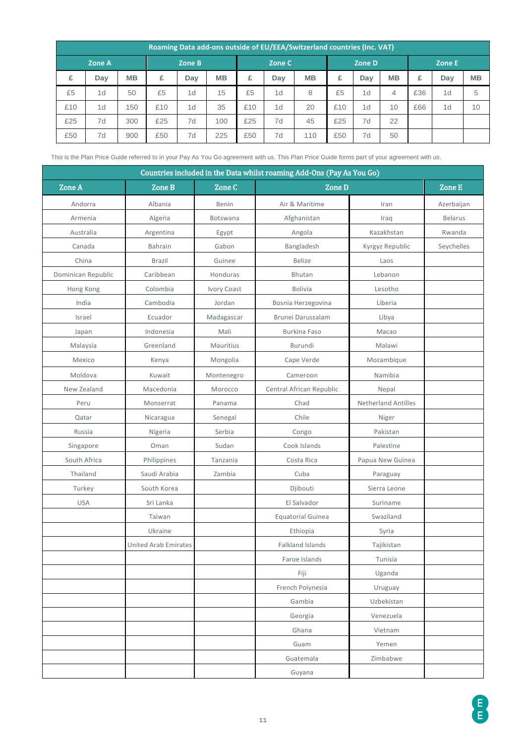| Roaming Data add-ons outside of EU/EEA/Switzerland countries (Inc. VAT) | | | | | | | | | | | | | | |
|---|---|---|---|---|---|---|---|---|---|---|---|---|---|---|
| Zone A | | | Zone B | | | Zone C | | | Zone D | | | Zone E | | |
| £ | Day | MB | £ | Day | MB | £ | Day | MB | £ | Day | MB | £ | Day | MB |
| £5 | 1d | 50 | £5 | 1d | 15 | £5 | 1d | 8 | £5 | 1d | 4 | £36 | 1d | 5 |
| £10 | 1d | 150 | £10 | 1d | 35 | £10 | 1d | 20 | £10 | 1d | 10 | £66 | 1d | 10 |
| £25 | 7d | 300 | £25 | 7d | 100 | £25 | 7d | 45 | £25 | 7d | 22 | | | |
| £50 | 7d | 900 | £50 | 7d | 225 | £50 | 7d | 110 | £50 | 7d | 50 | | | |

This is the Plan Price Guide referred to in your Pay As You Go agreement with us. This Plan Price Guide forms part of your agreement with us.

| Countries included in the Data whilst roaming Add-Ons (Pay As You Go) | | | | | |
|---|---|---|---|---|---|
| Zone A | Zone B | Zone C | Zone D | | Zone E |
| Andorra | Albania | Benin | Air & Maritime | Iran | Azerbaijan |
| Armenia | Algeria | Botswana | Afghanistan | Iraq | Belarus |
| Australia | Argentina | Egypt | Angola | Kazakhstan | Rwanda |
| Canada | Bahrain | Gabon | Bangladesh | Kyrgyz Republic | Seychelles |
| China | Brazil | Guinee | Belize | Laos | |
| Dominican Republic | Caribbean | Honduras | Bhutan | Lebanon | |
| Hong Kong | Colombia | Ivory Coast | Bolivia | Lesotho | |
| India | Cambodia | Jordan | Bosnia Herzegovina | Liberia | |
| Israel | Ecuador | Madagascar | Brunei Darussalam | Libya | |
| Japan | Indonesia | Mali | Burkina Faso | Macao | |
| Malaysia | Greenland | Mauritius | Burundi | Malawi | |
| Mexico | Kenya | Mongolia | Cape Verde | Mozambique | |
| Moldova | Kuwait | Montenegro | Cameroon | Namibia | |
| New Zealand | Macedonia | Morocco | Central African Republic | Nepal | |
| Peru | Monserrat | Panama | Chad | Netherland Antilles | |
| Qatar | Nicaragua | Senegal | Chile | Niger | |
| Russia | Nigeria | Serbia | Congo | Pakistan | |
| Singapore | Oman | Sudan | Cook Islands | Palestine | |
| South Africa | Philippines | Tanzania | Costa Rica | Papua New Guinea | |
| Thailand | Saudi Arabia | Zambia | Cuba | Paraguay | |
| Turkey | South Korea | | Djibouti | Sierra Leone | |
| USA | Sri Lanka | | El Salvador | Suriname | |
| | Taiwan | | Equatorial Guinea | Swaziland | |
| | Ukraine | | Ethiopia | Syria | |
| | United Arab Emirates | | Falkland Islands | Tajikistan | |
| | | | Faroe Islands | Tunisia | |
| | | | Fiji | Uganda | |
| | | | French Polynesia | Uruguay | |
| | | | Gambia | Uzbekistan | |
| | | | Georgia | Venezuela | |
| | | | Ghana | Vietnam | |
| | | | Guam | Yemen | |
| | | | Guatemala | Zimbabwe | |
| | | | Guyana | | |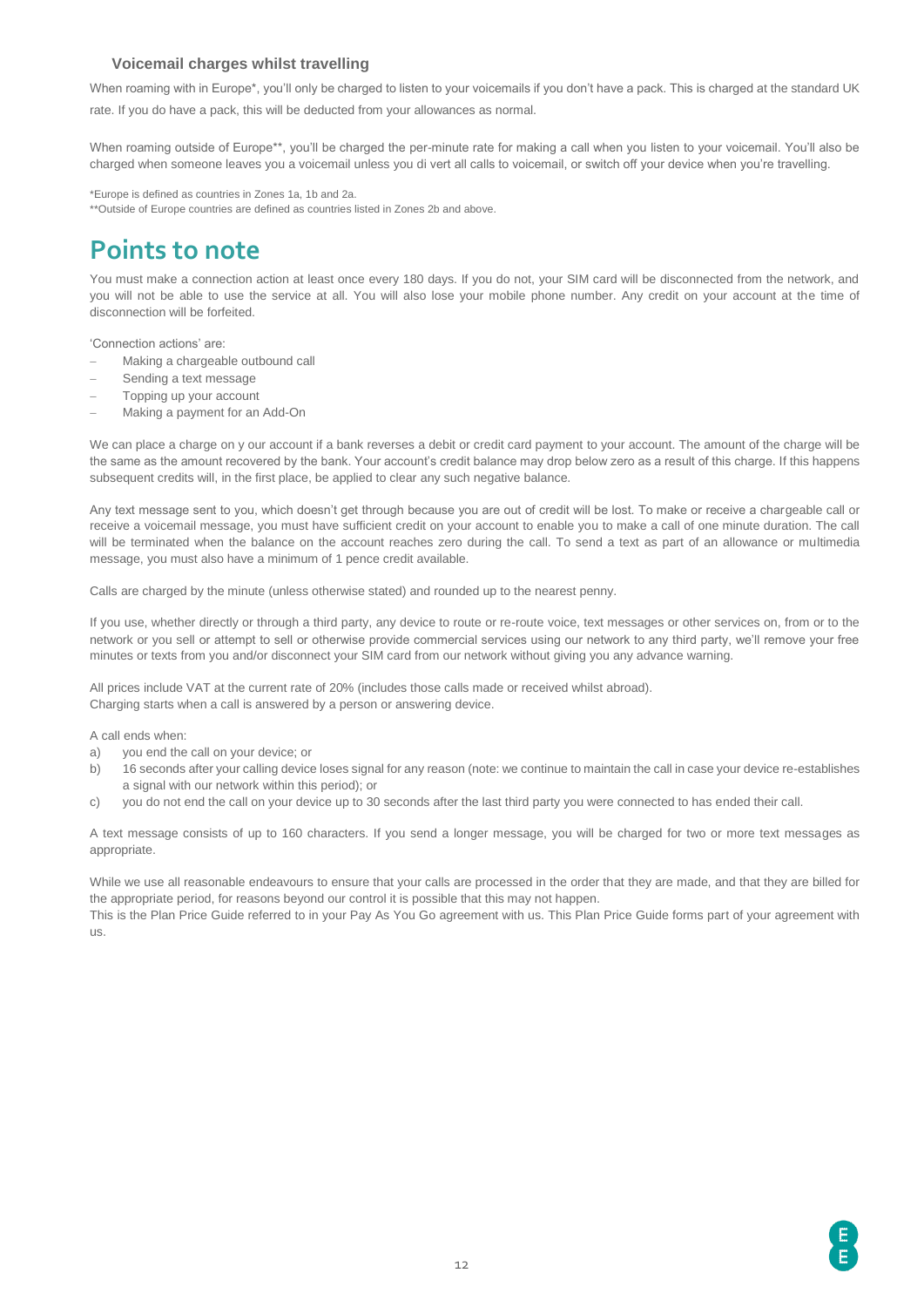### Voicemail charges whilst travelling

When roaming with in Europe*, you'll only be charged to listen to your voicemails if you don't have a pack. This is charged at the standard UK rate. If you do have a pack, this will be deducted from your allowances as normal.

When roaming outside of Europe**, you'll be charged the per-minute rate for making a call when you listen to your voicemail. You'll also be charged when someone leaves you a voicemail unless you di vert all calls to voicemail, or switch off your device when you're travelling.

*Europe is defined as countries in Zones 1a, 1b and 2a.
**Outside of Europe countries are defined as countries listed in Zones 2b and above.

# Points to note

You must make a connection action at least once every 180 days. If you do not, your SIM card will be disconnected from the network, and you will not be able to use the service at all. You will also lose your mobile phone number. Any credit on your account at the time of disconnection will be forfeited.

'Connection actions' are:

- Making a chargeable outbound call
- Sending a text message
- Topping up your account
- Making a payment for an Add-On

We can place a charge on y our account if a bank reverses a debit or credit card payment to your account. The amount of the charge will be the same as the amount recovered by the bank. Your account's credit balance may drop below zero as a result of this charge. If this happens subsequent credits will, in the first place, be applied to clear any such negative balance.

Any text message sent to you, which doesn't get through because you are out of credit will be lost. To make or receive a chargeable call or receive a voicemail message, you must have sufficient credit on your account to enable you to make a call of one minute duration. The call will be terminated when the balance on the account reaches zero during the call. To send a text as part of an allowance or multimedia message, you must also have a minimum of 1 pence credit available.

Calls are charged by the minute (unless otherwise stated) and rounded up to the nearest penny.

If you use, whether directly or through a third party, any device to route or re-route voice, text messages or other services on, from or to the network or you sell or attempt to sell or otherwise provide commercial services using our network to any third party, we'll remove your free minutes or texts from you and/or disconnect your SIM card from our network without giving you any advance warning.

All prices include VAT at the current rate of 20% (includes those calls made or received whilst abroad).
Charging starts when a call is answered by a person or answering device.

A call ends when:

a) you end the call on your device; or
b) 16 seconds after your calling device loses signal for any reason (note: we continue to maintain the call in case your device re-establishes a signal with our network within this period); or
c) you do not end the call on your device up to 30 seconds after the last third party you were connected to has ended their call.

A text message consists of up to 160 characters. If you send a longer message, you will be charged for two or more text messages as appropriate.

While we use all reasonable endeavours to ensure that your calls are processed in the order that they are made, and that they are billed for the appropriate period, for reasons beyond our control it is possible that this may not happen.
This is the Plan Price Guide referred to in your Pay As You Go agreement with us. This Plan Price Guide forms part of your agreement with us.